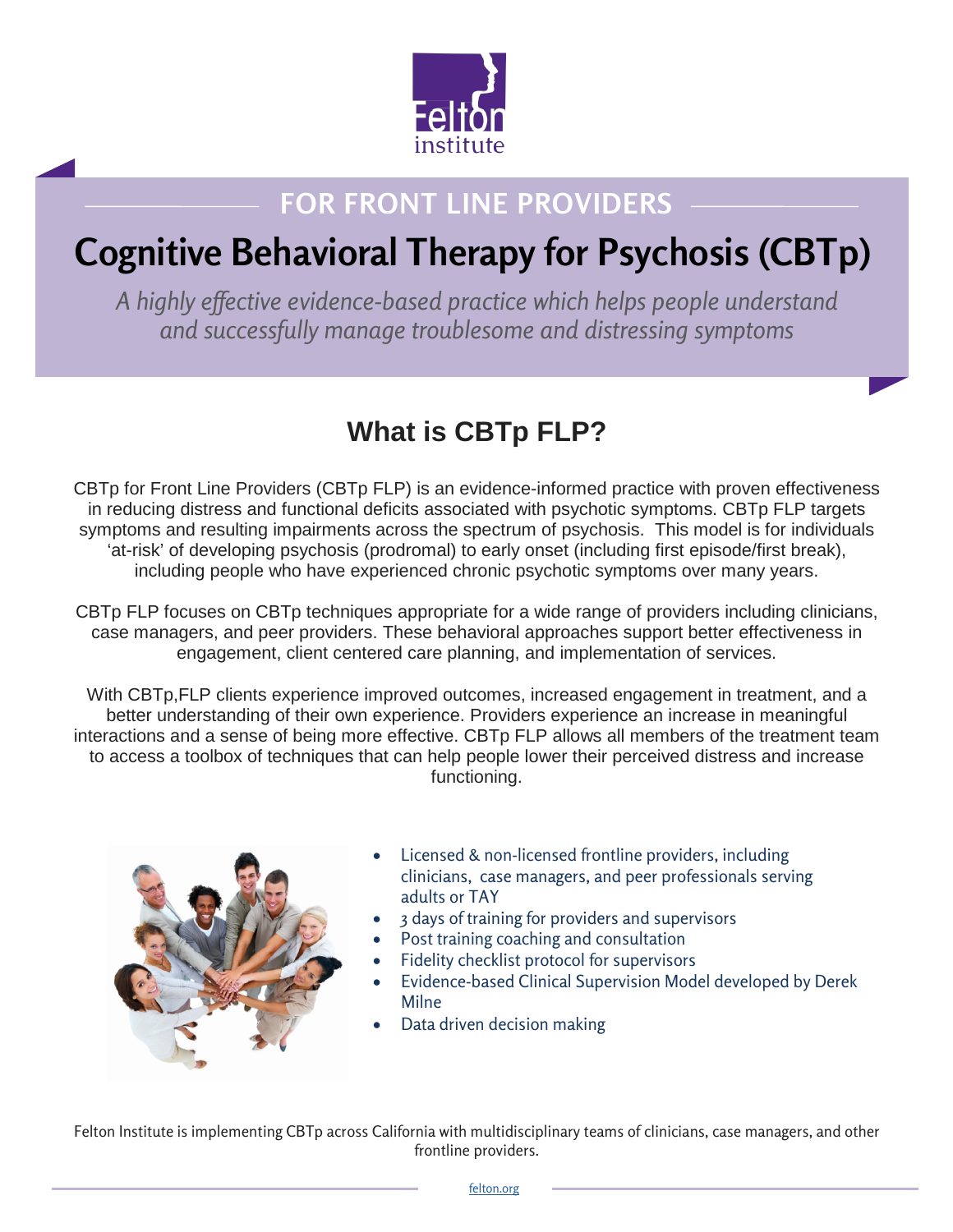Felton institute

## FOR FRONT LINE PROVIDERS

# Cognitive Behavioral Therapy for Psychosis (CBTp)

*A highly effective evidence-based practice which helps people understand and successfully manage troublesome and distressing symptoms*

## What is CBTp FLP?

CBTp for Front Line Providers (CBTp FLP) is an evidence-informed practice with proven effectiveness in reducing distress and functional deficits associated with psychotic symptoms. CBTp FLP targets symptoms and resulting impairments across the spectrum of psychosis. This model is for individuals 'at-risk' of developing psychosis (prodromal) to early onset (including first episode/first break), including people who have experienced chronic psychotic symptoms over many years.

CBTp FLP focuses on CBTp techniques appropriate for a wide range of providers including clinicians, case managers, and peer providers. These behavioral approaches support better effectiveness in engagement, client centered care planning, and implementation of services.

With CBTp,FLP clients experience improved outcomes, increased engagement in treatment, and a better understanding of their own experience. Providers experience an increase in meaningful interactions and a sense of being more effective. CBTp FLP allows all members of the treatment team to access a toolbox of techniques that can help people lower their perceived distress and increase functioning.

- Licensed & non-licensed frontline providers, including clinicians, case managers, and peer professionals serving adults or TAY
- 3 days of training for providers and supervisors
- Post training coaching and consultation
- Fidelity checklist protocol for supervisors
- Evidence-based Clinical Supervision Model developed by Derek Milne
- Data driven decision making

Felton Institute is implementing CBTp across California with multidisciplinary teams of clinicians, case managers, and other frontline providers.

felton.org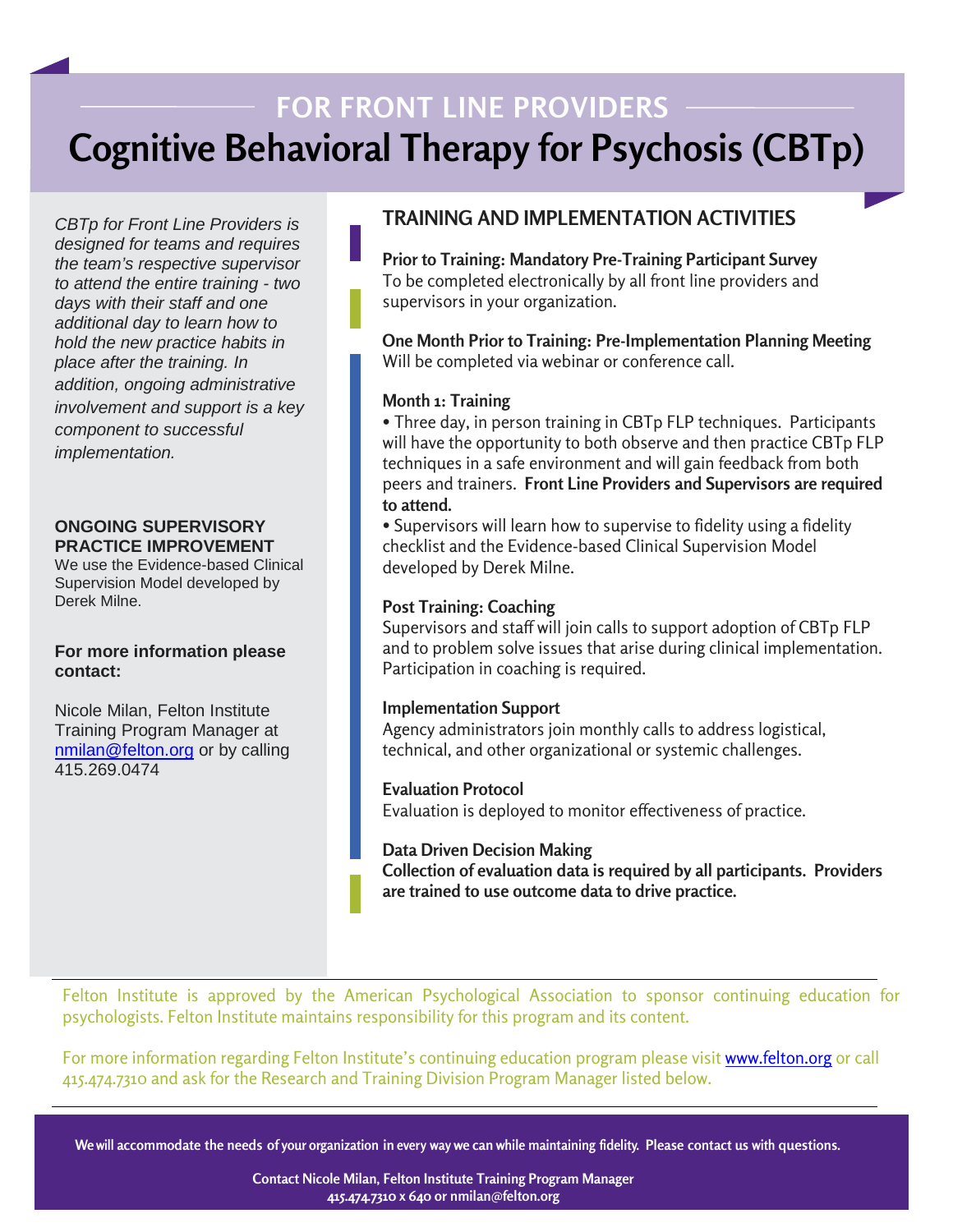## FOR FRONT LINE PROVIDERS

# Cognitive Behavioral Therapy for Psychosis (CBTp)

*CBTp for Front Line Providers is designed for teams and requires the team's respective supervisor to attend the entire training - two days with their staff and one additional day to learn how to hold the new practice habits in place after the training. In addition, ongoing administrative involvement and support is a key component to successful implementation.*

**ONGOING SUPERVISORY PRACTICE IMPROVEMENT**

We use the Evidence-based Clinical Supervision Model developed by Derek Milne.

**For more information please contact:**

Nicole Milan, Felton Institute Training Program Manager at nmilan@felton.org or by calling 415.269.0474

## TRAINING AND IMPLEMENTATION ACTIVITIES

**Prior to Training: Mandatory Pre-Training Participant Survey**
To be completed electronically by all front line providers and supervisors in your organization.

**One Month Prior to Training: Pre-Implementation Planning Meeting**
Will be completed via webinar or conference call.

**Month 1: Training**

- Three day, in person training in CBTp FLP techniques. Participants will have the opportunity to both observe and then practice CBTp FLP techniques in a safe environment and will gain feedback from both peers and trainers. **Front Line Providers and Supervisors are required to attend.**
- Supervisors will learn how to supervise to fidelity using a fidelity checklist and the Evidence-based Clinical Supervision Model developed by Derek Milne.

**Post Training: Coaching**
Supervisors and staff will join calls to support adoption of CBTp FLP and to problem solve issues that arise during clinical implementation. Participation in coaching is required.

**Implementation Support**
Agency administrators join monthly calls to address logistical, technical, and other organizational or systemic challenges.

**Evaluation Protocol**
Evaluation is deployed to monitor effectiveness of practice.

**Data Driven Decision Making**
**Collection of evaluation data is required by all participants. Providers are trained to use outcome data to drive practice.**

Felton Institute is approved by the American Psychological Association to sponsor continuing education for psychologists. Felton Institute maintains responsibility for this program and its content.

For more information regarding Felton Institute's continuing education program please visit www.felton.org or call 415.474.7310 and ask for the Research and Training Division Program Manager listed below.

**We will accommodate the needs of your organization in every way we can while maintaining fidelity. Please contact us with questions.**

**Contact Nicole Milan, Felton Institute Training Program Manager**
**415.474.7310 x 640 or nmilan@felton.org**